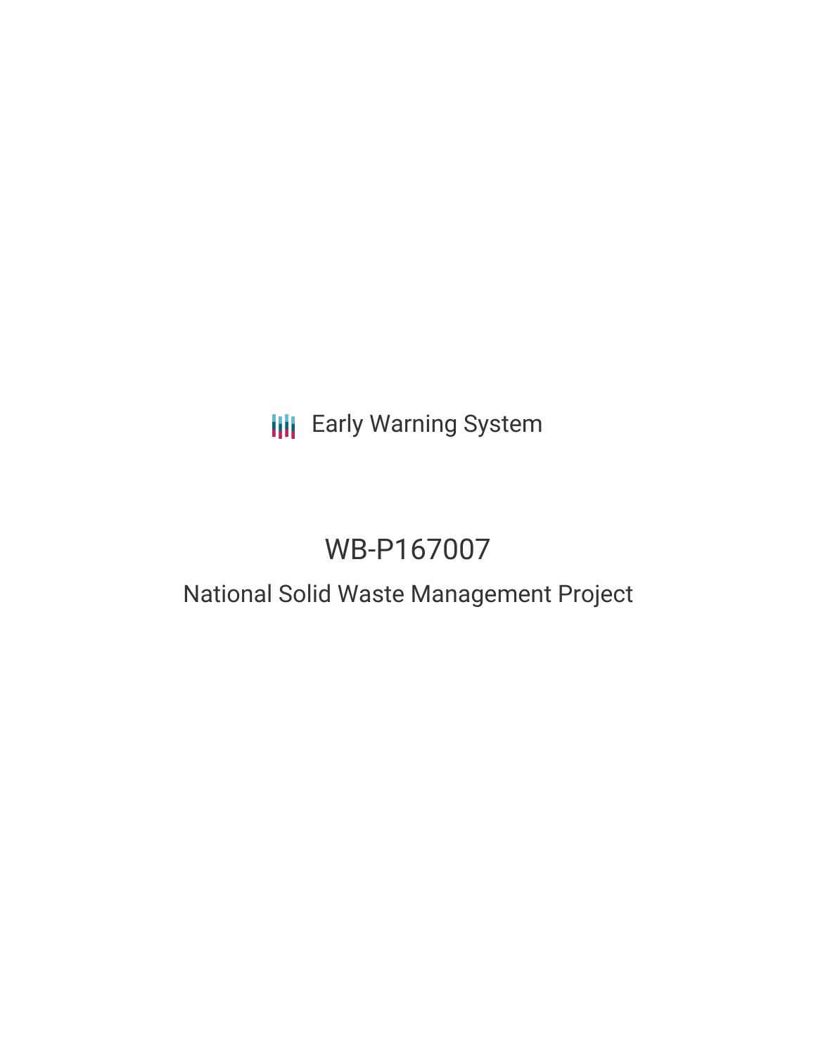Early Warning System

# WB-P167007

## National Solid Waste Management Project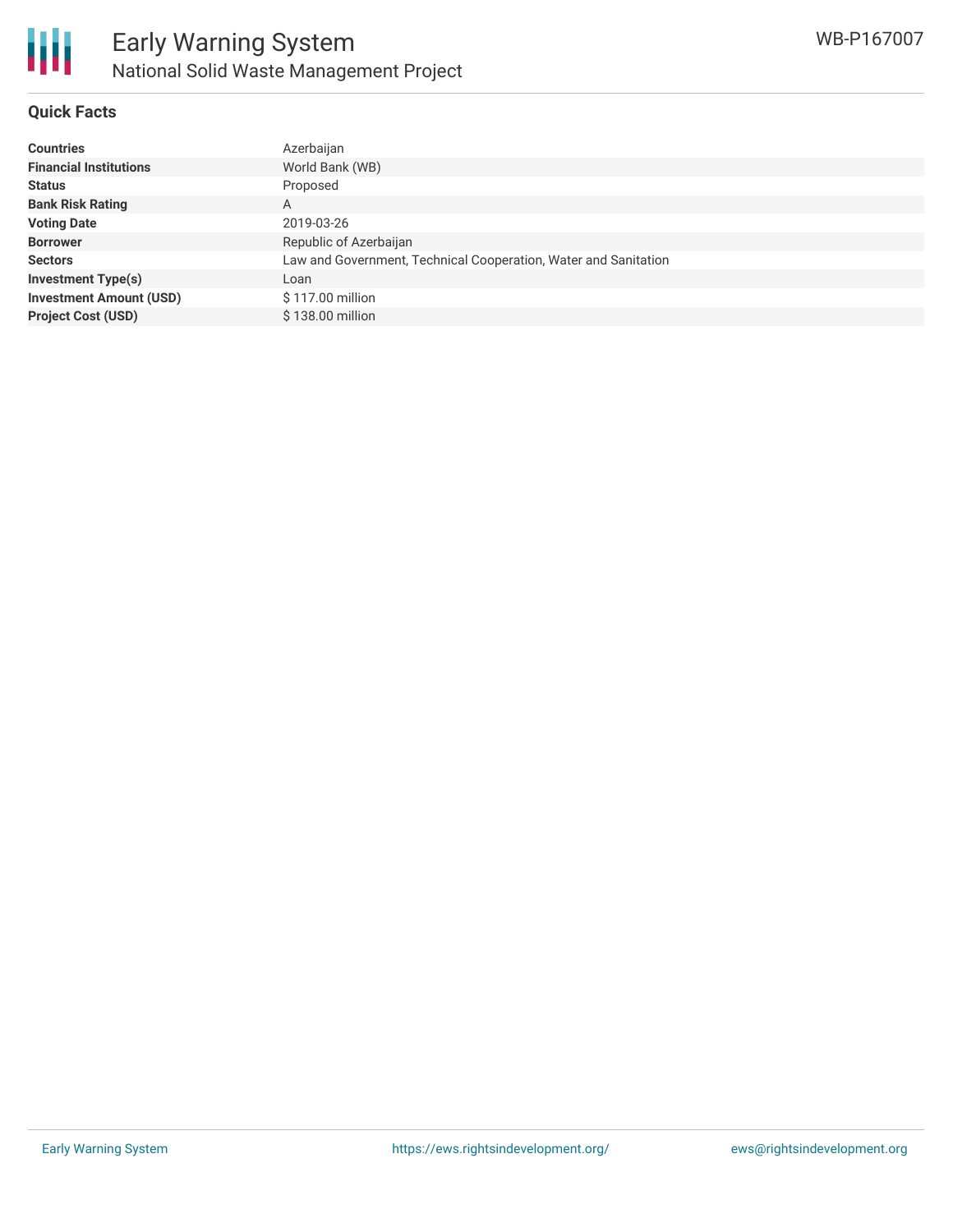# Early Warning System

## National Solid Waste Management Project

WB-P167007

### Quick Facts

| | |
|---|---|
| **Countries** | Azerbaijan |
| **Financial Institutions** | World Bank (WB) |
| **Status** | Proposed |
| **Bank Risk Rating** | A |
| **Voting Date** | 2019-03-26 |
| **Borrower** | Republic of Azerbaijan |
| **Sectors** | Law and Government, Technical Cooperation, Water and Sanitation |
| **Investment Type(s)** | Loan |
| **Investment Amount (USD)** | $ 117.00 million |
| **Project Cost (USD)** | $ 138.00 million |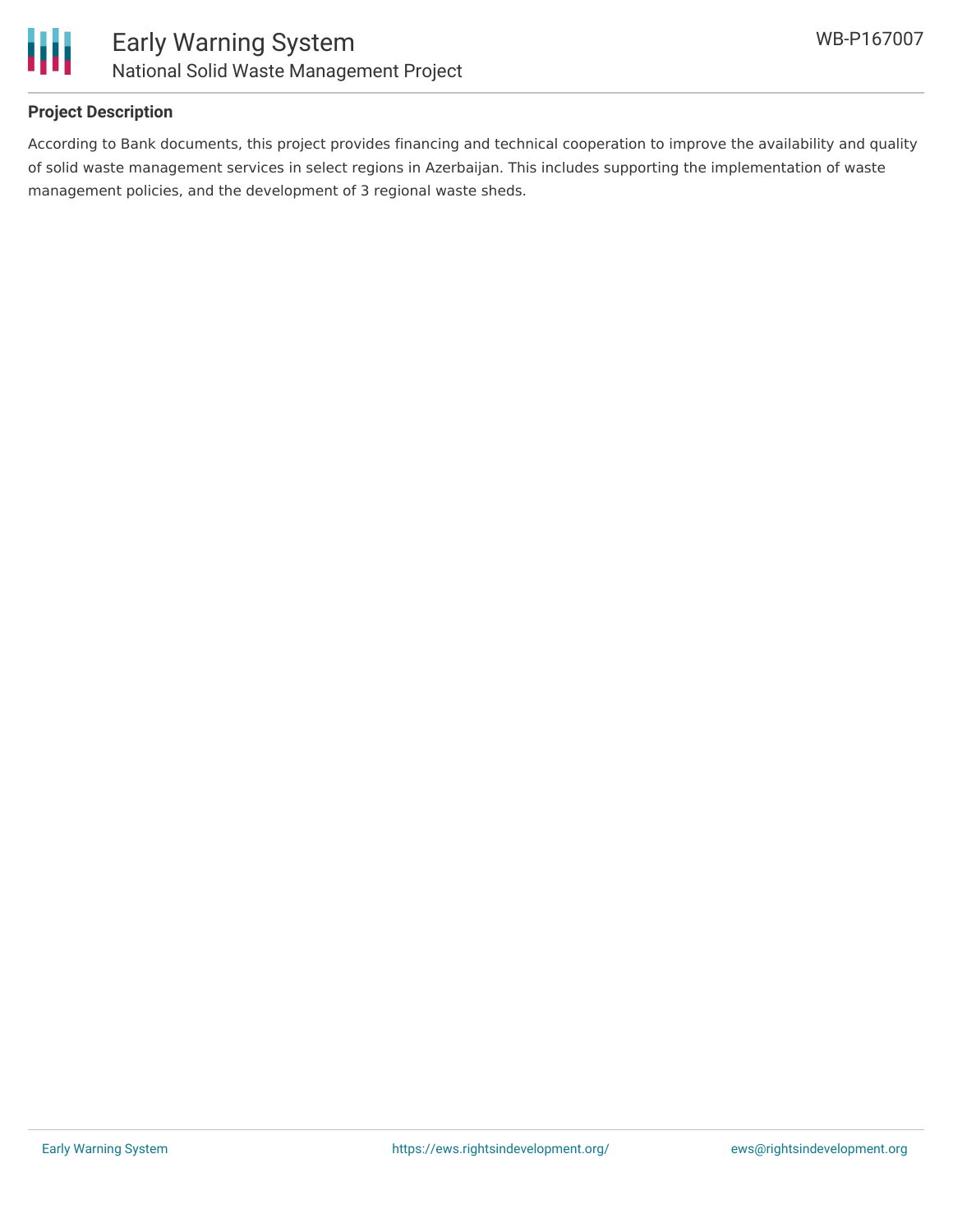## Project Description

According to Bank documents, this project provides financing and technical cooperation to improve the availability and quality of solid waste management services in select regions in Azerbaijan. This includes supporting the implementation of waste management policies, and the development of 3 regional waste sheds.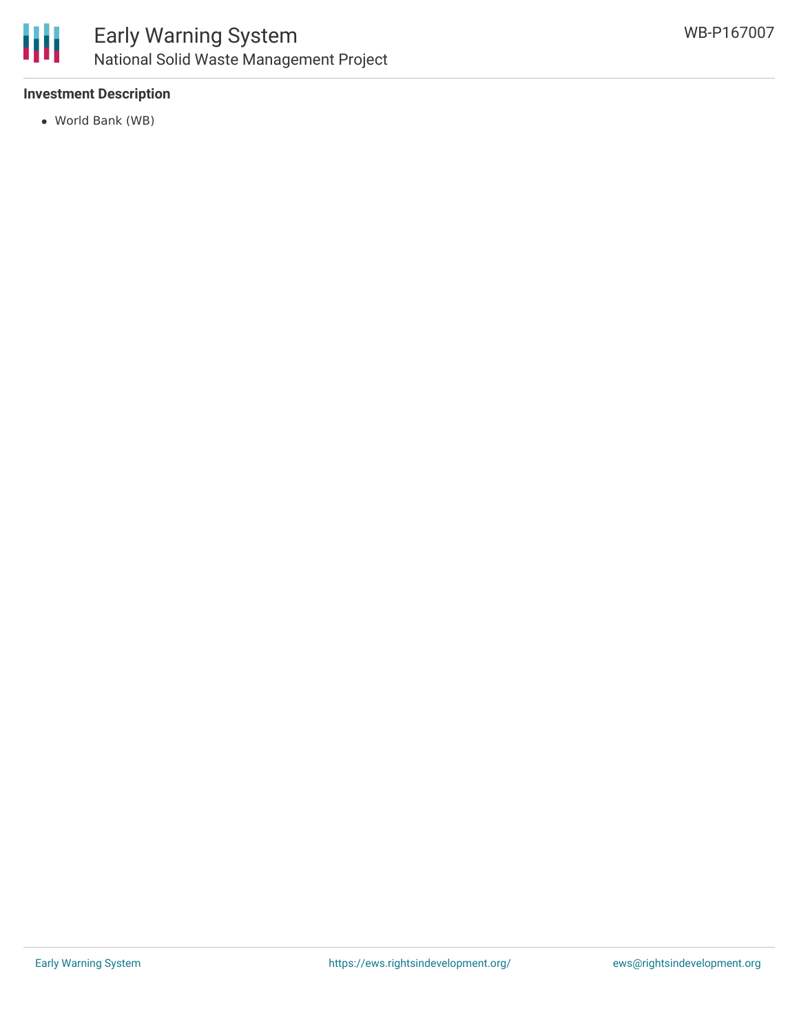### Investment Description

- World Bank (WB)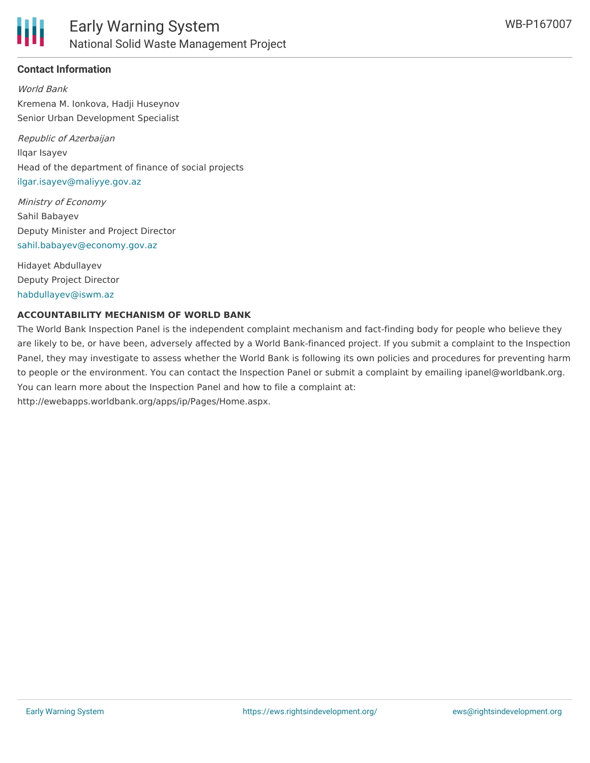### Contact Information

*World Bank*

Kremena M. Ionkova, Hadji Huseynov

Senior Urban Development Specialist

*Republic of Azerbaijan*

Ilqar Isayev

Head of the department of finance of social projects

ilgar.isayev@maliyye.gov.az

*Ministry of Economy*

Sahil Babayev

Deputy Minister and Project Director

sahil.babayev@economy.gov.az

Hidayet Abdullayev

Deputy Project Director

habdullayev@iswm.az

**ACCOUNTABILITY MECHANISM OF WORLD BANK**

The World Bank Inspection Panel is the independent complaint mechanism and fact-finding body for people who believe they are likely to be, or have been, adversely affected by a World Bank-financed project. If you submit a complaint to the Inspection Panel, they may investigate to assess whether the World Bank is following its own policies and procedures for preventing harm to people or the environment. You can contact the Inspection Panel or submit a complaint by emailing ipanel@worldbank.org. You can learn more about the Inspection Panel and how to file a complaint at: http://ewebapps.worldbank.org/apps/ip/Pages/Home.aspx.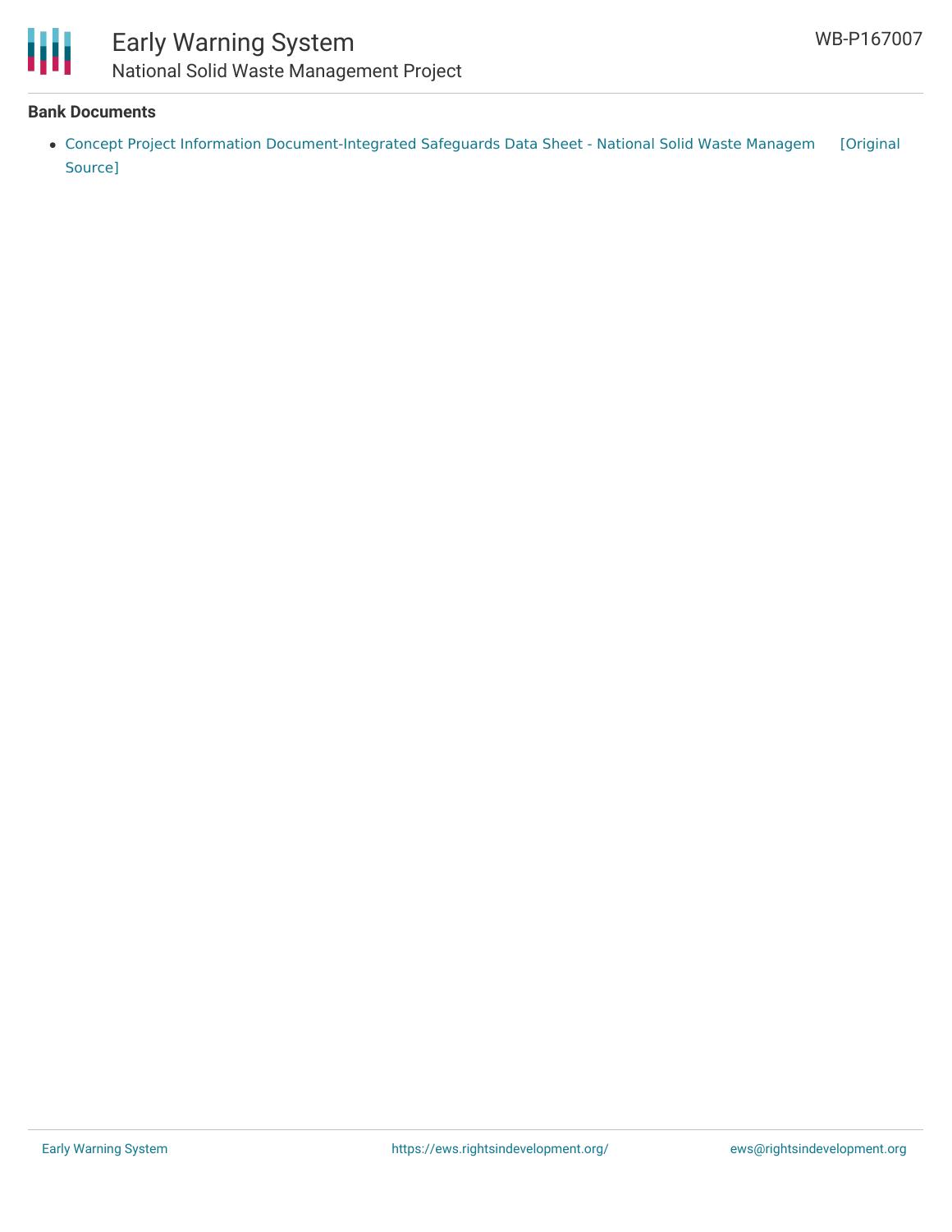**Bank Documents**

- Concept Project Information Document-Integrated Safeguards Data Sheet - National Solid Waste Managem [Original Source]